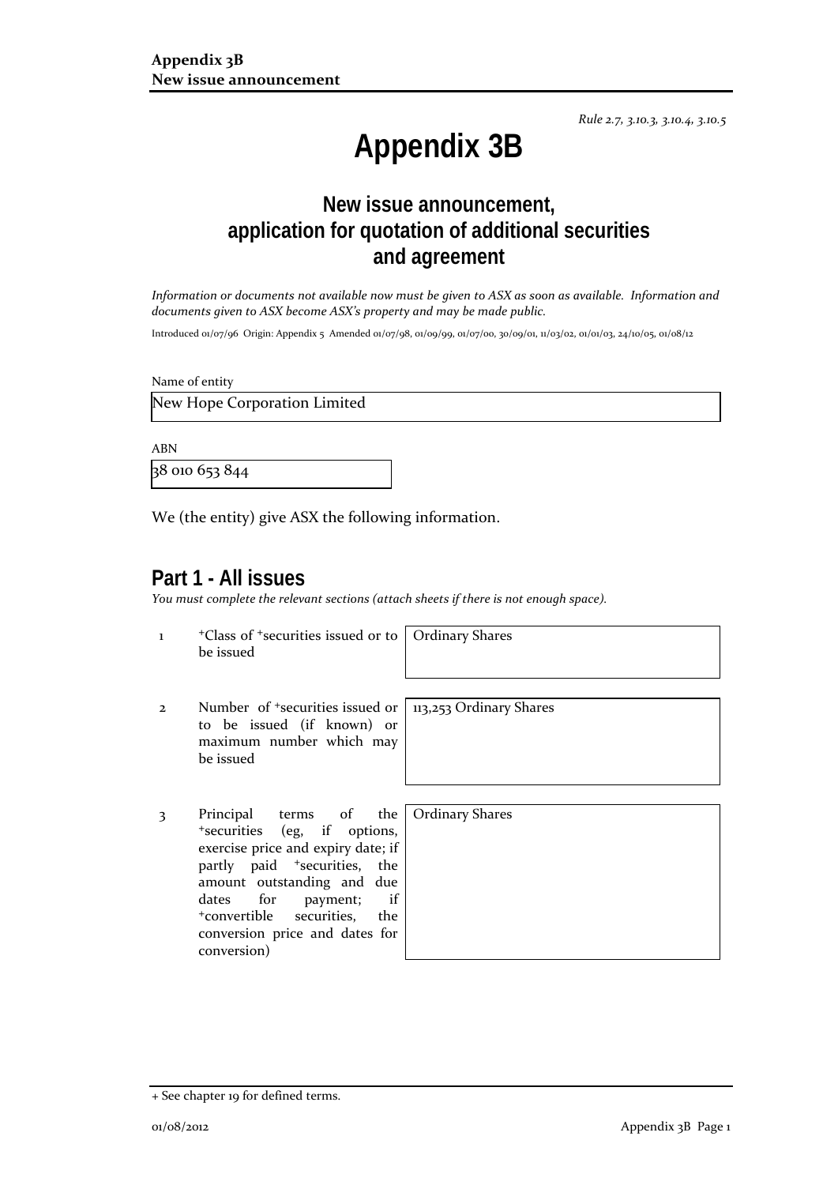*Rule 2.7, 3.10.3, 3.10.4, 3.10.5*

# Appendix 3B

## New issue announcement, application for quotation of additional securities and agreement

*Information or documents not available now must be given to ASX as soon as available. Information and documents given to ASX become ASX's property and may be made public.*

Introduced 01/07/96 Origin: Appendix 5 Amended 01/07/98, 01/09/99, 01/07/00, 30/09/01, 11/03/02, 01/01/03, 24/10/05, 01/08/12

Name of entity

New Hope Corporation Limited

ABN

38 010 653 844

We (the entity) give ASX the following information.

## Part 1 - All issues

*You must complete the relevant sections (attach sheets if there is not enough space).*

| | | |
|---|---|---|
| 1 | +Class of +securities issued or to be issued | Ordinary Shares |
| 2 | Number of +securities issued or to be issued (if known) or maximum number which may be issued | 113,253 Ordinary Shares |
| 3 | Principal terms of the +securities (eg, if options, exercise price and expiry date; if partly paid +securities, the amount outstanding and due dates for payment; if +convertible securities, the conversion price and dates for conversion) | Ordinary Shares |

+ See chapter 19 for defined terms.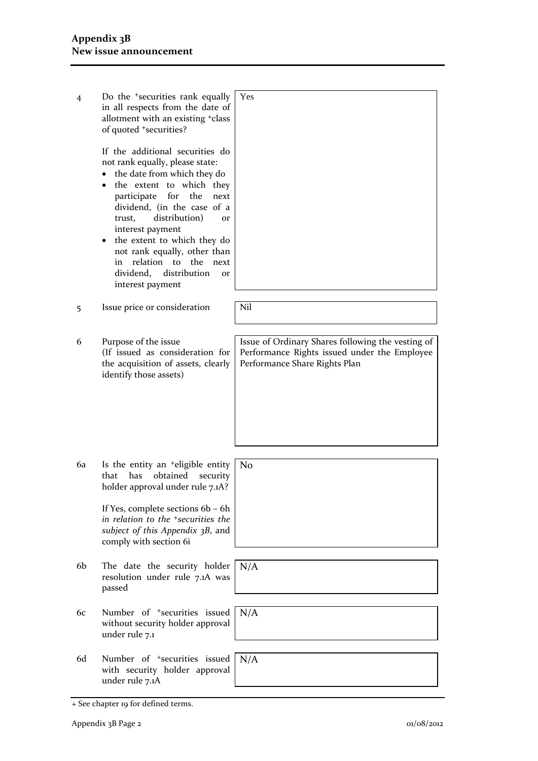| | | |
|---|---|---|
| 4 | Do the +securities rank equally in all respects from the date of allotment with an existing +class of quoted +securities?<br><br>If the additional securities do not rank equally, please state:<br>• the date from which they do<br>• the extent to which they participate for the next dividend, (in the case of a trust, distribution) or interest payment<br>• the extent to which they do not rank equally, other than in relation to the next dividend, distribution or interest payment | Yes |
| 5 | Issue price or consideration | Nil |
| 6 | Purpose of the issue<br>(If issued as consideration for the acquisition of assets, clearly identify those assets) | Issue of Ordinary Shares following the vesting of Performance Rights issued under the Employee Performance Share Rights Plan |
| 6a | Is the entity an +eligible entity that has obtained security holder approval under rule 7.1A?<br><br>If Yes, complete sections 6b – 6h *in relation to the +securities the subject of this Appendix 3B*, and comply with section 6i | No |
| 6b | The date the security holder resolution under rule 7.1A was passed | N/A |
| 6c | Number of +securities issued without security holder approval under rule 7.1 | N/A |
| 6d | Number of +securities issued with security holder approval under rule 7.1A | N/A |

+ See chapter 19 for defined terms.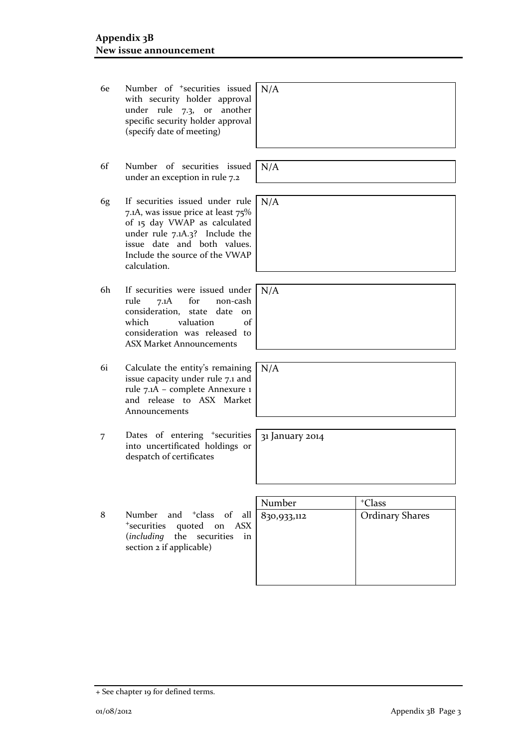| | | |
|---|---|---|
| 6e | Number of +securities issued with security holder approval under rule 7.3, or another specific security holder approval (specify date of meeting) | N/A |
| 6f | Number of securities issued under an exception in rule 7.2 | N/A |
| 6g | If securities issued under rule 7.1A, was issue price at least 75% of 15 day VWAP as calculated under rule 7.1A.3? Include the issue date and both values. Include the source of the VWAP calculation. | N/A |
| 6h | If securities were issued under rule 7.1A for non-cash consideration, state date on which valuation of consideration was released to ASX Market Announcements | N/A |
| 6i | Calculate the entity's remaining issue capacity under rule 7.1 and rule 7.1A – complete Annexure 1 and release to ASX Market Announcements | N/A |
| 7 | Dates of entering +securities into uncertificated holdings or despatch of certificates | 31 January 2014 |

| | | Number | +Class |
|---|---|---|---|
| 8 | Number and +class of all +securities quoted on ASX (*including* the securities in section 2 if applicable) | 830,933,112 | Ordinary Shares |

+ See chapter 19 for defined terms.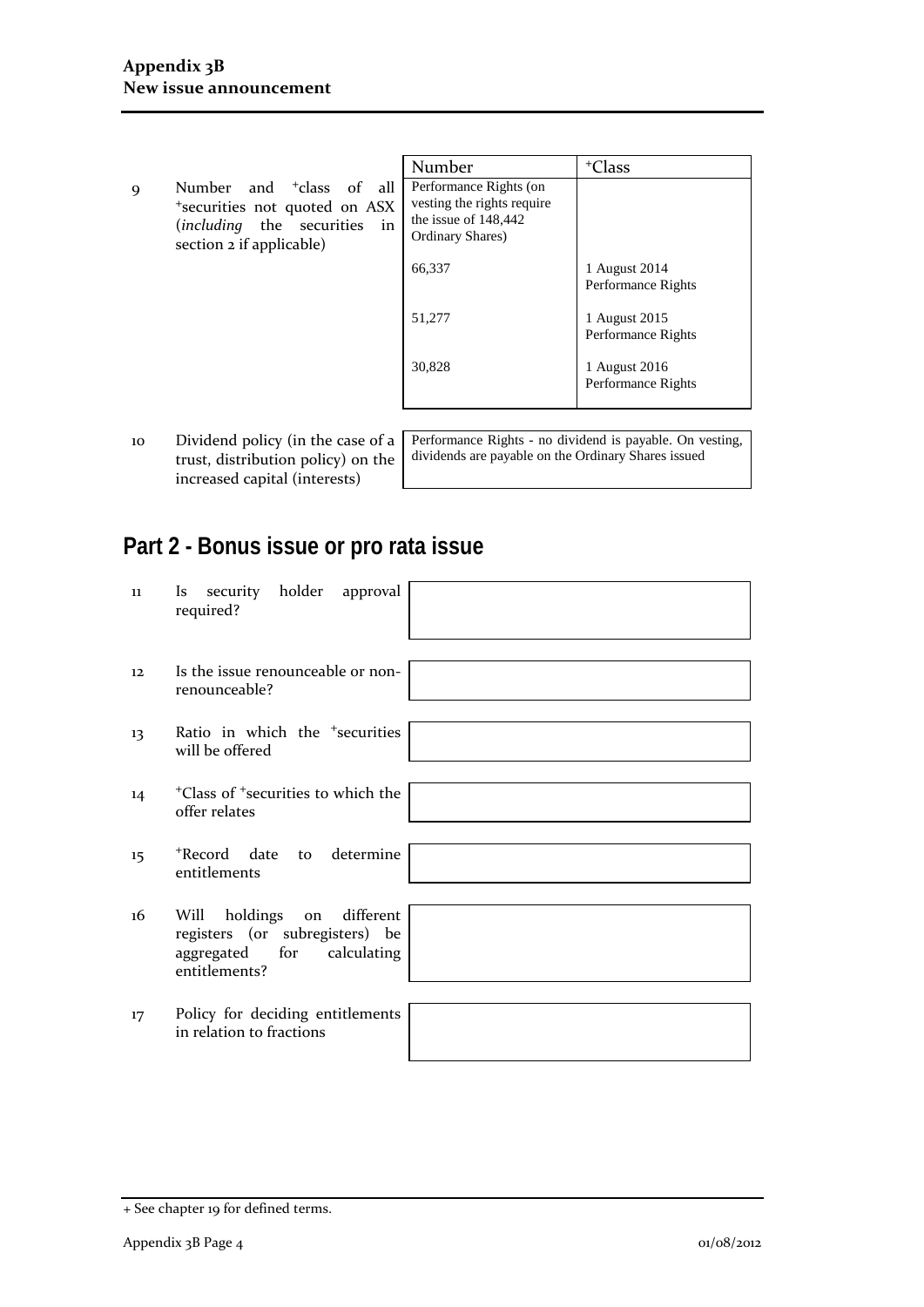| | | Number | +Class |
|---|---|---|---|
| 9 | Number and +class of all +securities not quoted on ASX (*including* the securities in section 2 if applicable) | Performance Rights (on vesting the rights require the issue of 148,442 Ordinary Shares) | |
| | | 66,337 | 1 August 2014 Performance Rights |
| | | 51,277 | 1 August 2015 Performance Rights |
| | | 30,828 | 1 August 2016 Performance Rights |

| | | |
|---|---|---|
| 10 | Dividend policy (in the case of a trust, distribution policy) on the increased capital (interests) | Performance Rights - no dividend is payable. On vesting, dividends are payable on the Ordinary Shares issued |

## Part 2 - Bonus issue or pro rata issue

| | | |
|---|---|---|
| 11 | Is security holder approval required? | |
| 12 | Is the issue renounceable or non-renounceable? | |
| 13 | Ratio in which the +securities will be offered | |
| 14 | +Class of +securities to which the offer relates | |
| 15 | +Record date to determine entitlements | |
| 16 | Will holdings on different registers (or subregisters) be aggregated for calculating entitlements? | |
| 17 | Policy for deciding entitlements in relation to fractions | |

+ See chapter 19 for defined terms.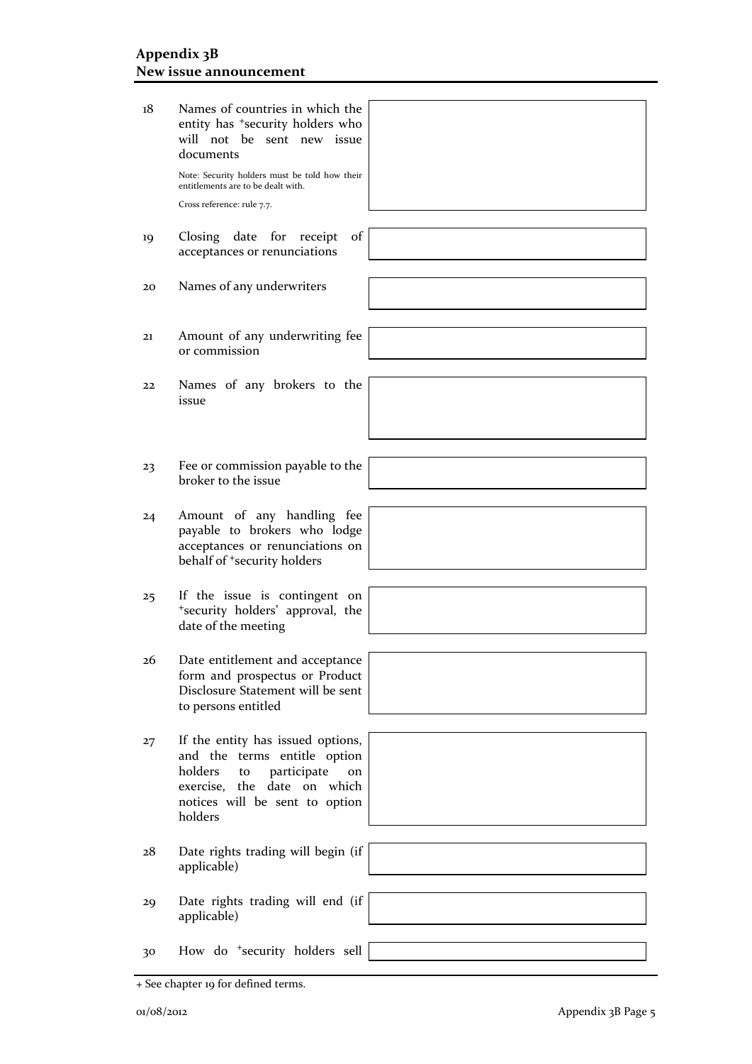| | | |
|---|---|---|
| 18 | Names of countries in which the entity has +security holders who will not be sent new issue documents<br><br>Note: Security holders must be told how their entitlements are to be dealt with.<br><br>Cross reference: rule 7.7. | |
| 19 | Closing date for receipt of acceptances or renunciations | |
| 20 | Names of any underwriters | |
| 21 | Amount of any underwriting fee or commission | |
| 22 | Names of any brokers to the issue | |
| 23 | Fee or commission payable to the broker to the issue | |
| 24 | Amount of any handling fee payable to brokers who lodge acceptances or renunciations on behalf of +security holders | |
| 25 | If the issue is contingent on +security holders' approval, the date of the meeting | |
| 26 | Date entitlement and acceptance form and prospectus or Product Disclosure Statement will be sent to persons entitled | |
| 27 | If the entity has issued options, and the terms entitle option holders to participate on exercise, the date on which notices will be sent to option holders | |
| 28 | Date rights trading will begin (if applicable) | |
| 29 | Date rights trading will end (if applicable) | |
| 30 | How do +security holders sell | |

+ See chapter 19 for defined terms.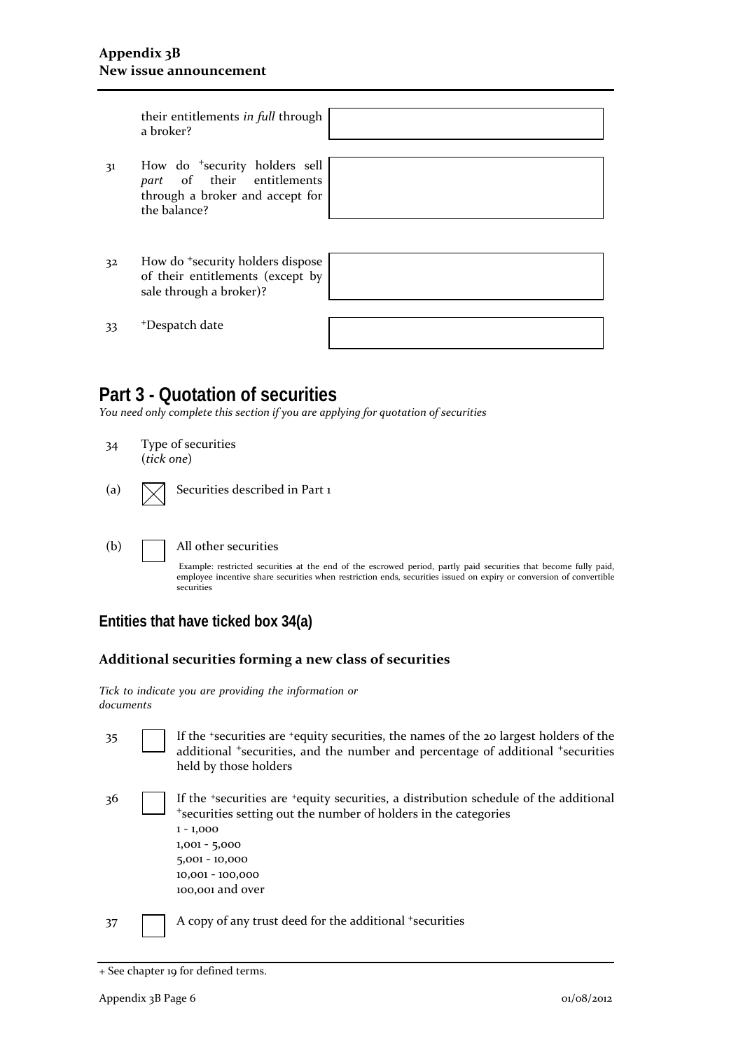their entitlements *in full* through a broker?

| | | |
|---|---|---|
| 31 | How do +security holders sell *part* of their entitlements through a broker and accept for the balance? | |
| 32 | How do +security holders dispose of their entitlements (except by sale through a broker)? | |
| 33 | +Despatch date | |

# Part 3 - Quotation of securities

*You need only complete this section if you are applying for quotation of securities*

34 Type of securities
(*tick one*)

(a) ☒ Securities described in Part 1

(b) ☐ All other securities

Example: restricted securities at the end of the escrowed period, partly paid securities that become fully paid, employee incentive share securities when restriction ends, securities issued on expiry or conversion of convertible securities

## Entities that have ticked box 34(a)

### Additional securities forming a new class of securities

*Tick to indicate you are providing the information or documents*

35 ☐ If the +securities are +equity securities, the names of the 20 largest holders of the additional +securities, and the number and percentage of additional +securities held by those holders

36 ☐ If the +securities are +equity securities, a distribution schedule of the additional +securities setting out the number of holders in the categories
1 - 1,000
1,001 - 5,000
5,001 - 10,000
10,001 - 100,000
100,001 and over

37 ☐ A copy of any trust deed for the additional +securities

+ See chapter 19 for defined terms.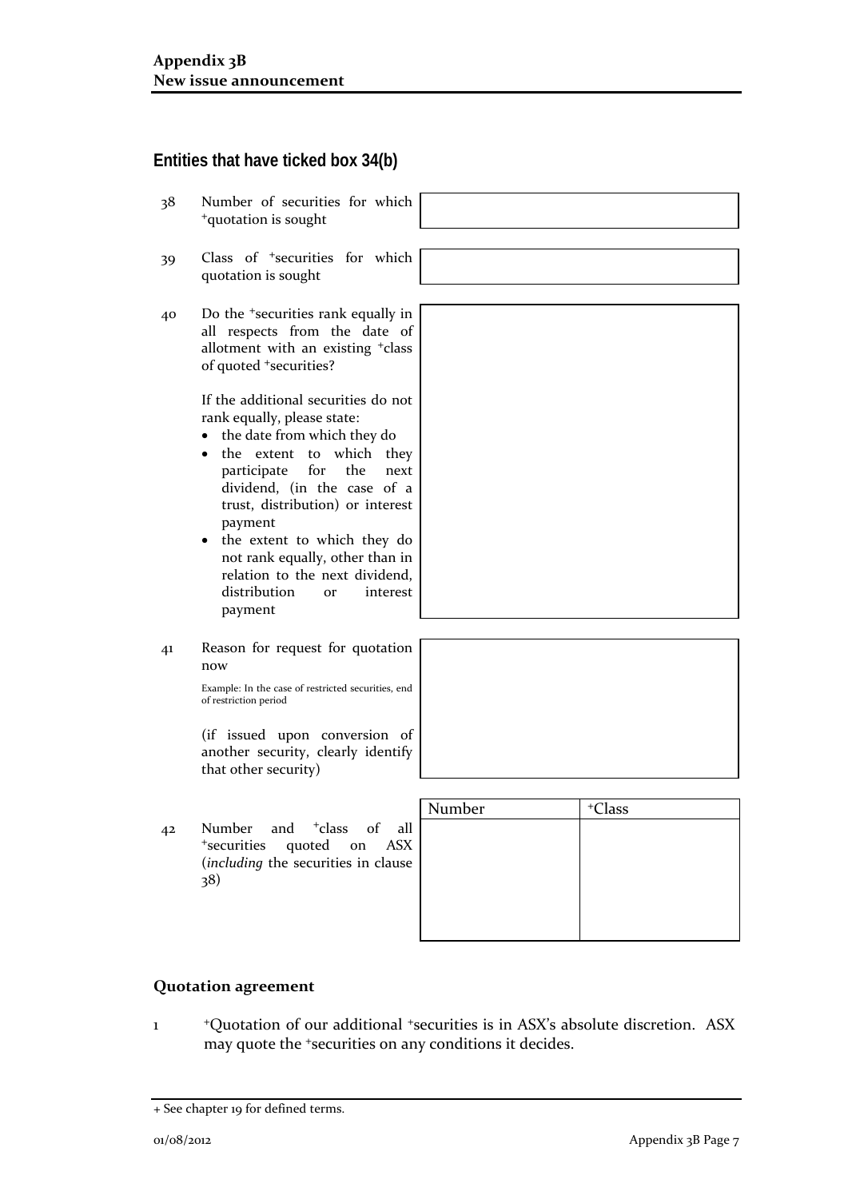## Entities that have ticked box 34(b)

38 Number of securities for which +quotation is sought

39 Class of +securities for which quotation is sought

40 Do the +securities rank equally in all respects from the date of allotment with an existing +class of quoted +securities?

If the additional securities do not rank equally, please state:

- the date from which they do
- the extent to which they participate for the next dividend, (in the case of a trust, distribution) or interest payment
- the extent to which they do not rank equally, other than in relation to the next dividend, distribution or interest payment

41 Reason for request for quotation now

Example: In the case of restricted securities, end of restriction period

(if issued upon conversion of another security, clearly identify that other security)

42 Number and +class of all +securities quoted on ASX (*including* the securities in clause 38)

| Number | +Class |
|---|---|
| | |

### Quotation agreement

1 +Quotation of our additional +securities is in ASX's absolute discretion. ASX may quote the +securities on any conditions it decides.

+ See chapter 19 for defined terms.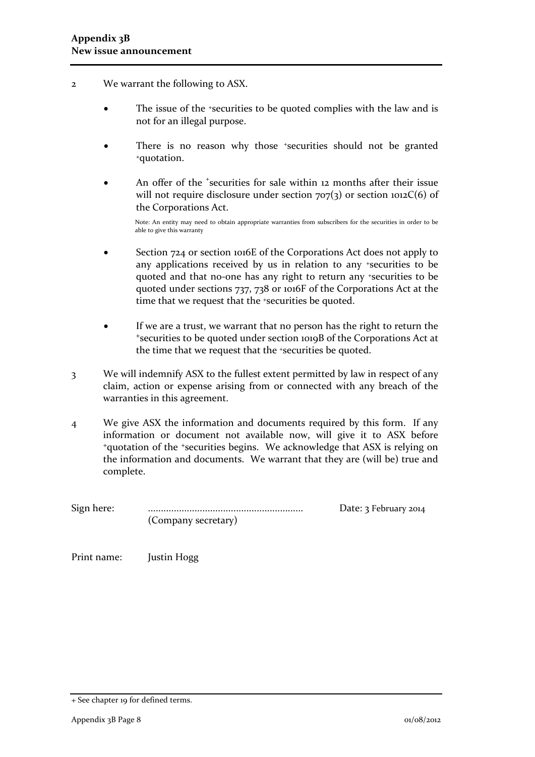2 We warrant the following to ASX.

- The issue of the +securities to be quoted complies with the law and is not for an illegal purpose.

- There is no reason why those +securities should not be granted +quotation.

- An offer of the +securities for sale within 12 months after their issue will not require disclosure under section 707(3) or section 1012C(6) of the Corporations Act.

  Note: An entity may need to obtain appropriate warranties from subscribers for the securities in order to be able to give this warranty

- Section 724 or section 1016E of the Corporations Act does not apply to any applications received by us in relation to any +securities to be quoted and that no-one has any right to return any +securities to be quoted under sections 737, 738 or 1016F of the Corporations Act at the time that we request that the +securities be quoted.

- If we are a trust, we warrant that no person has the right to return the +securities to be quoted under section 1019B of the Corporations Act at the time that we request that the +securities be quoted.

3 We will indemnify ASX to the fullest extent permitted by law in respect of any claim, action or expense arising from or connected with any breach of the warranties in this agreement.

4 We give ASX the information and documents required by this form. If any information or document not available now, will give it to ASX before +quotation of the +securities begins. We acknowledge that ASX is relying on the information and documents. We warrant that they are (will be) true and complete.

Sign here: ............................................................ Date: 3 February 2014
(Company secretary)

Print name: Justin Hogg

+ See chapter 19 for defined terms.